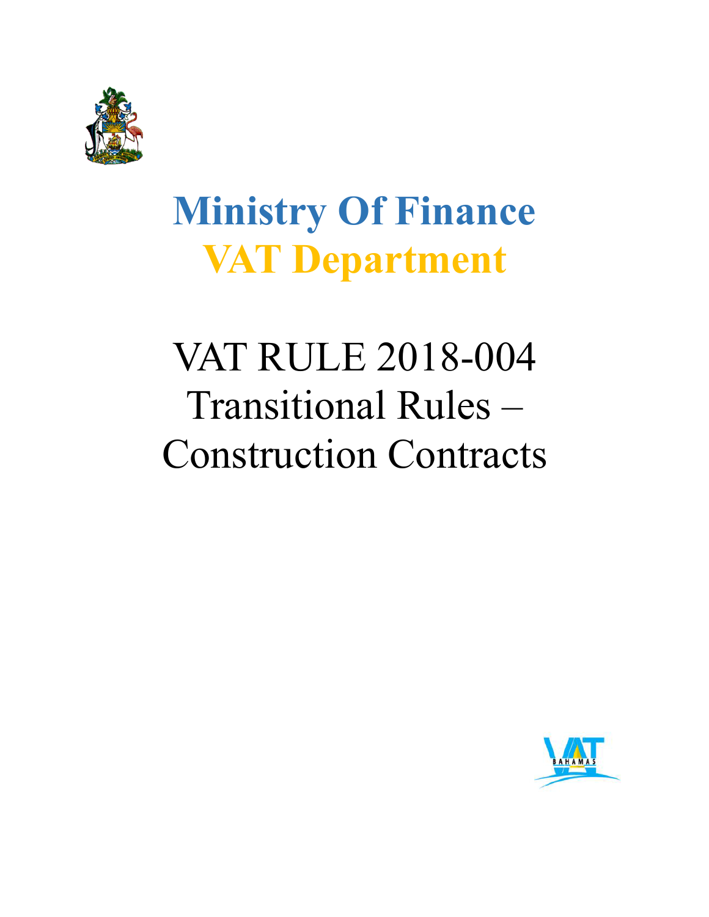# Ministry Of Finance

# VAT Department

## VAT RULE 2018-004 Transitional Rules – Construction Contracts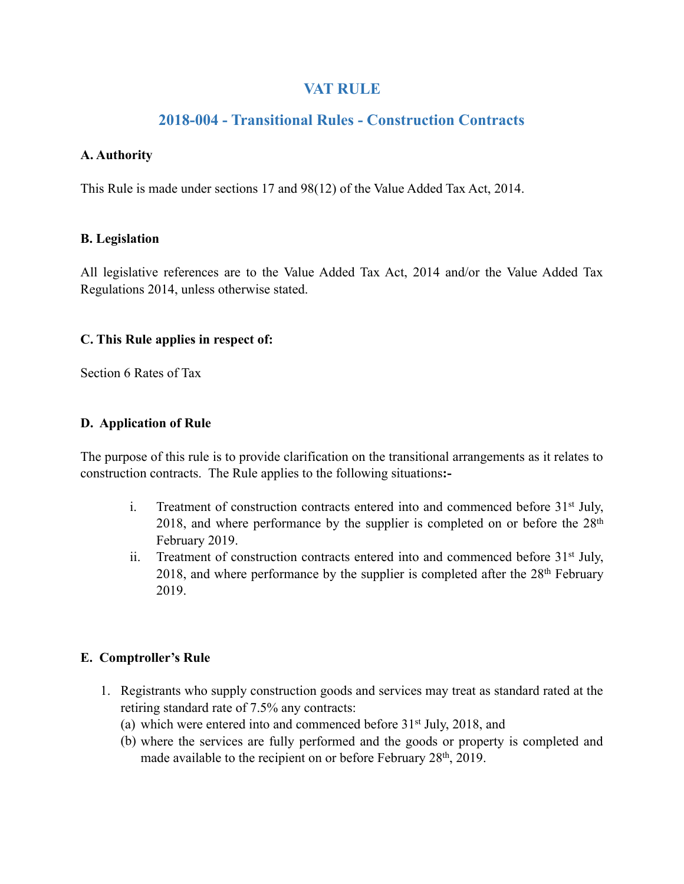# VAT RULE

## 2018-004 - Transitional Rules - Construction Contracts

**A. Authority**

This Rule is made under sections 17 and 98(12) of the Value Added Tax Act, 2014.

**B. Legislation**

All legislative references are to the Value Added Tax Act, 2014 and/or the Value Added Tax Regulations 2014, unless otherwise stated.

**C. This Rule applies in respect of:**

Section 6 Rates of Tax

**D. Application of Rule**

The purpose of this rule is to provide clarification on the transitional arrangements as it relates to construction contracts. The Rule applies to the following situations**:-**

i. Treatment of construction contracts entered into and commenced before 31st July, 2018, and where performance by the supplier is completed on or before the 28th February 2019.

ii. Treatment of construction contracts entered into and commenced before 31st July, 2018, and where performance by the supplier is completed after the 28th February 2019.

**E. Comptroller's Rule**

1. Registrants who supply construction goods and services may treat as standard rated at the retiring standard rate of 7.5% any contracts:
   (a) which were entered into and commenced before 31st July, 2018, and
   (b) where the services are fully performed and the goods or property is completed and made available to the recipient on or before February 28th, 2019.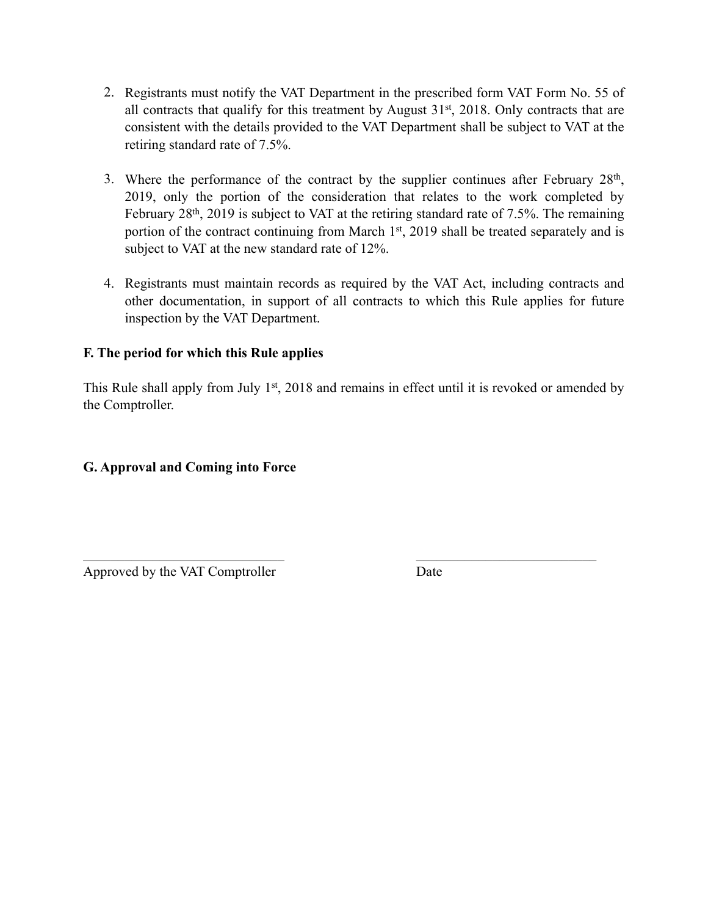2. Registrants must notify the VAT Department in the prescribed form VAT Form No. 55 of all contracts that qualify for this treatment by August 31st, 2018. Only contracts that are consistent with the details provided to the VAT Department shall be subject to VAT at the retiring standard rate of 7.5%.

3. Where the performance of the contract by the supplier continues after February 28th, 2019, only the portion of the consideration that relates to the work completed by February 28th, 2019 is subject to VAT at the retiring standard rate of 7.5%. The remaining portion of the contract continuing from March 1st, 2019 shall be treated separately and is subject to VAT at the new standard rate of 12%.

4. Registrants must maintain records as required by the VAT Act, including contracts and other documentation, in support of all contracts to which this Rule applies for future inspection by the VAT Department.

**F. The period for which this Rule applies**

This Rule shall apply from July 1st, 2018 and remains in effect until it is revoked or amended by the Comptroller.

**G. Approval and Coming into Force**

______________________________ ______________________________

Approved by the VAT Comptroller Date